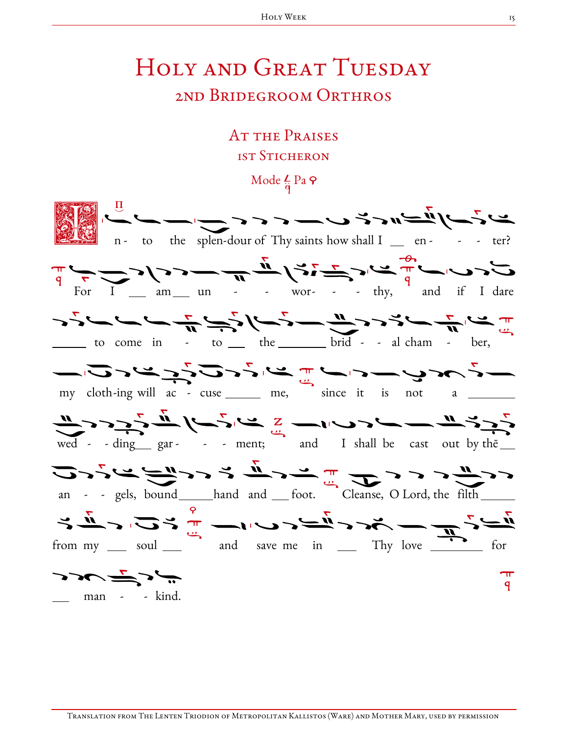# Holy and Great Tuesday

## 2nd Bridegroom Orthros

### At the Praises

### 1st Sticheron

Mode Pa

Into the splendour of Thy saints how shall I enter? For I am unworthy, and if I dare to come into the bridal chamber, my clothing will accuse me, since it is not a wedding garment; and I shall be cast out by the angels, bound hand and foot. Cleanse, O Lord, the filth from my soul and save me in Thy love for mankind.

Translation from The Lenten Triodion of Metropolitan Kallistos (Ware) and Mother Mary, used by permission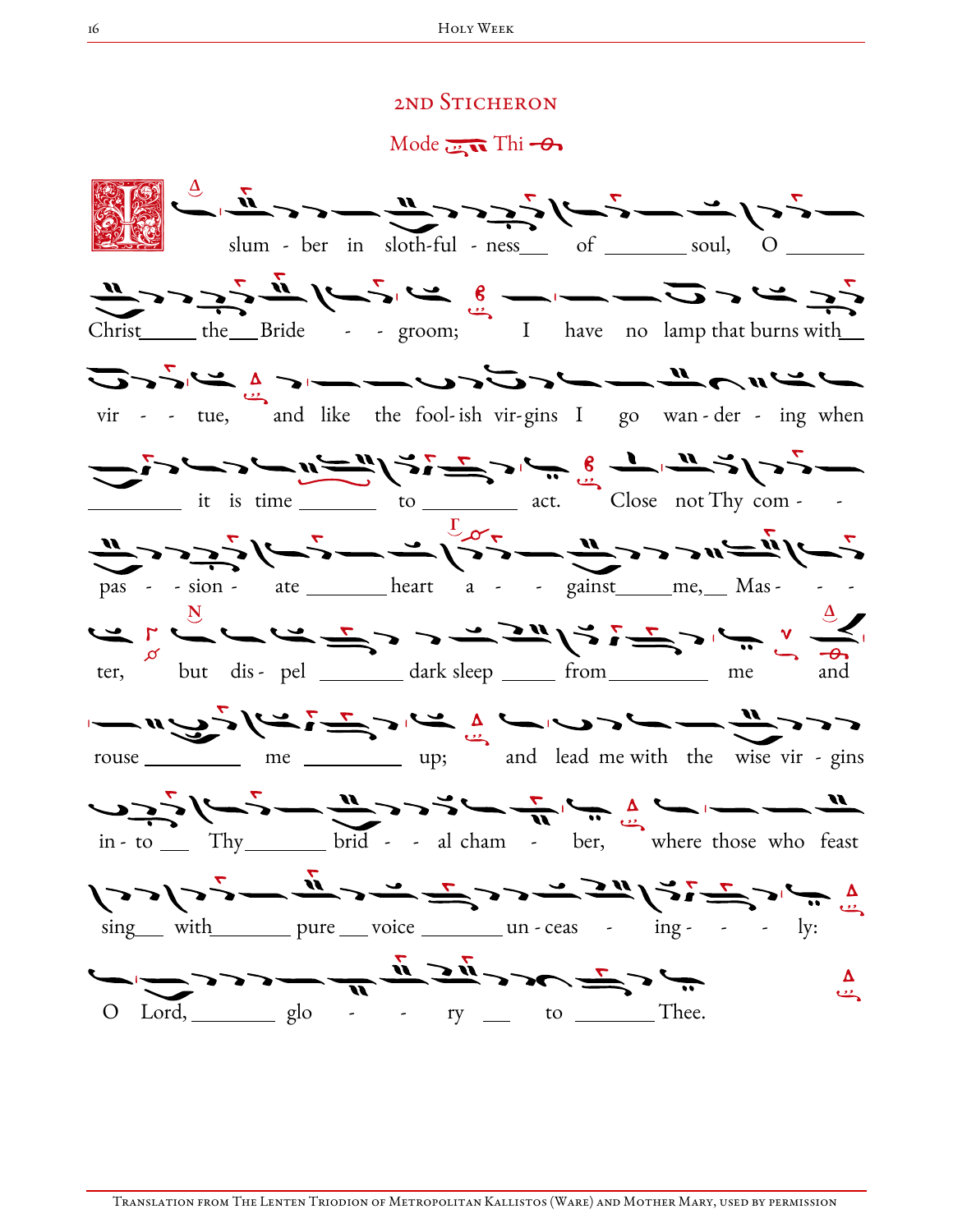## 2nd Sticheron

Mode Thi

I slum - ber in sloth-ful - ness of soul, O Christ the Bride - - groom; I have no lamp that burns with vir - - tue, and like the fool-ish vir-gins I go wan - der - ing when it is time to act. Close not Thy com - - pas - - sion - ate heart a - - gainst me, Mas - - - ter, but dis - pel dark sleep from me and rouse me up; and lead me with the wise vir - gins in - to Thy brid - - al cham - ber, where those who feast sing with pure voice un - ceas - ing - - - ly: O Lord, glo - - ry to Thee.

Translation from The Lenten Triodion of Metropolitan Kallistos (Ware) and Mother Mary, used by permission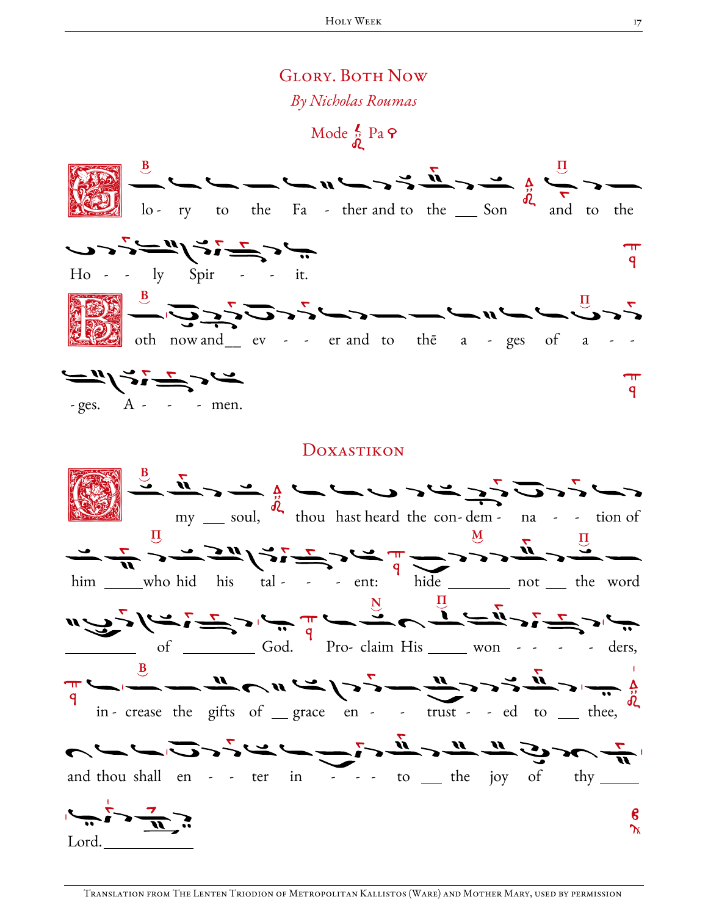## Glory. Both Now

*By Nicholas Roumas*

Mode Pa

Glo - ry to the Fa - ther and to the ___ Son and to the Ho - - ly Spir - - it.

Both now and__ ev - - er and to thē a - ges of a - - - ges. A - - - men.

## Doxastikon

O my ___ soul, thou hast heard the con- dem - na - - tion of him _____ who hid his tal - - - ent: hide ________ not ___ the word _________ of _________ God. Pro- claim His _____ won - - - - ders, in - crease the gifts of __ grace en - - trust - - ed to ___ thee, and thou shall en - - ter in - - - to ___ the joy of thy _____ Lord._____________

Translation from The Lenten Triodion of Metropolitan Kallistos (Ware) and Mother Mary, used by permission